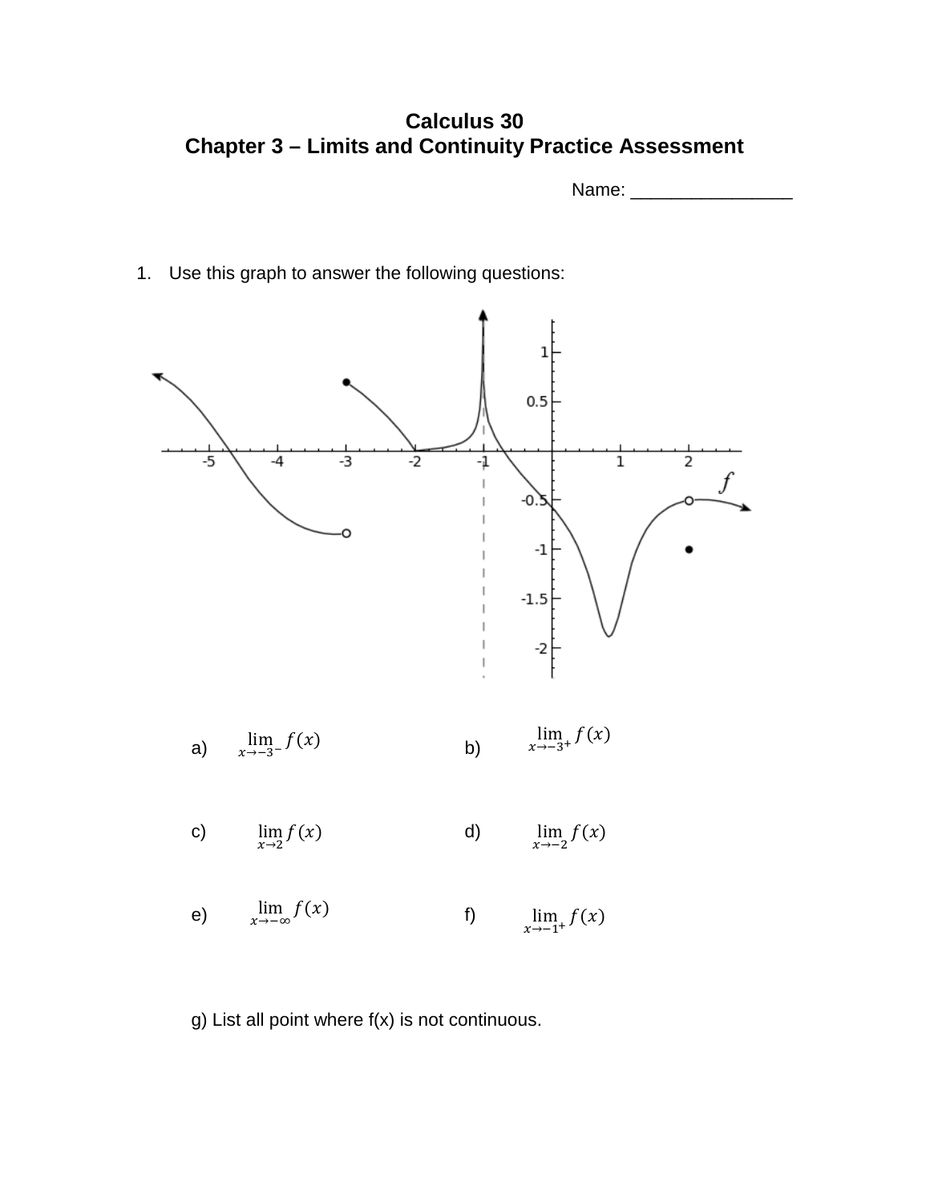# Calculus 30
## Chapter 3 – Limits and Continuity Practice Assessment

Name: ________________

1. Use this graph to answer the following questions:

a) $\lim_{x \to -3^-} f(x)$

b) $\lim_{x \to -3^+} f(x)$

c) $\lim_{x \to 2} f(x)$

d) $\lim_{x \to -2} f(x)$

e) $\lim_{x \to -\infty} f(x)$

f) $\lim_{x \to -1^+} f(x)$

g) List all point where f(x) is not continuous.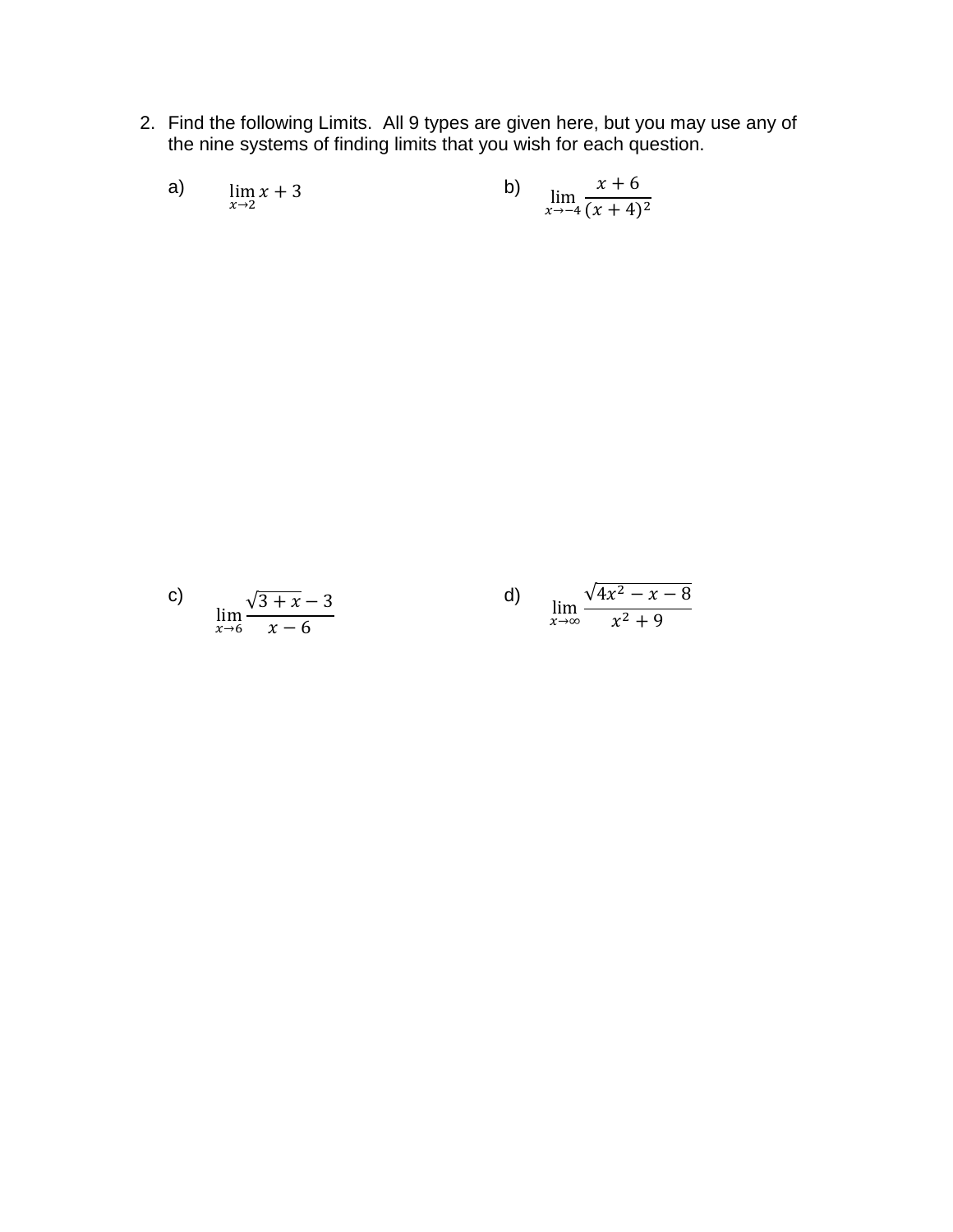2. Find the following Limits. All 9 types are given here, but you may use any of the nine systems of finding limits that you wish for each question.

a) $\lim\limits_{x \to 2} x + 3$

b) $\lim\limits_{x \to -4} \dfrac{x + 6}{(x + 4)^2}$

c) $\lim\limits_{x \to 6} \dfrac{\sqrt{3 + x} - 3}{x - 6}$

d) $\lim\limits_{x \to \infty} \dfrac{\sqrt{4x^2 - x - 8}}{x^2 + 9}$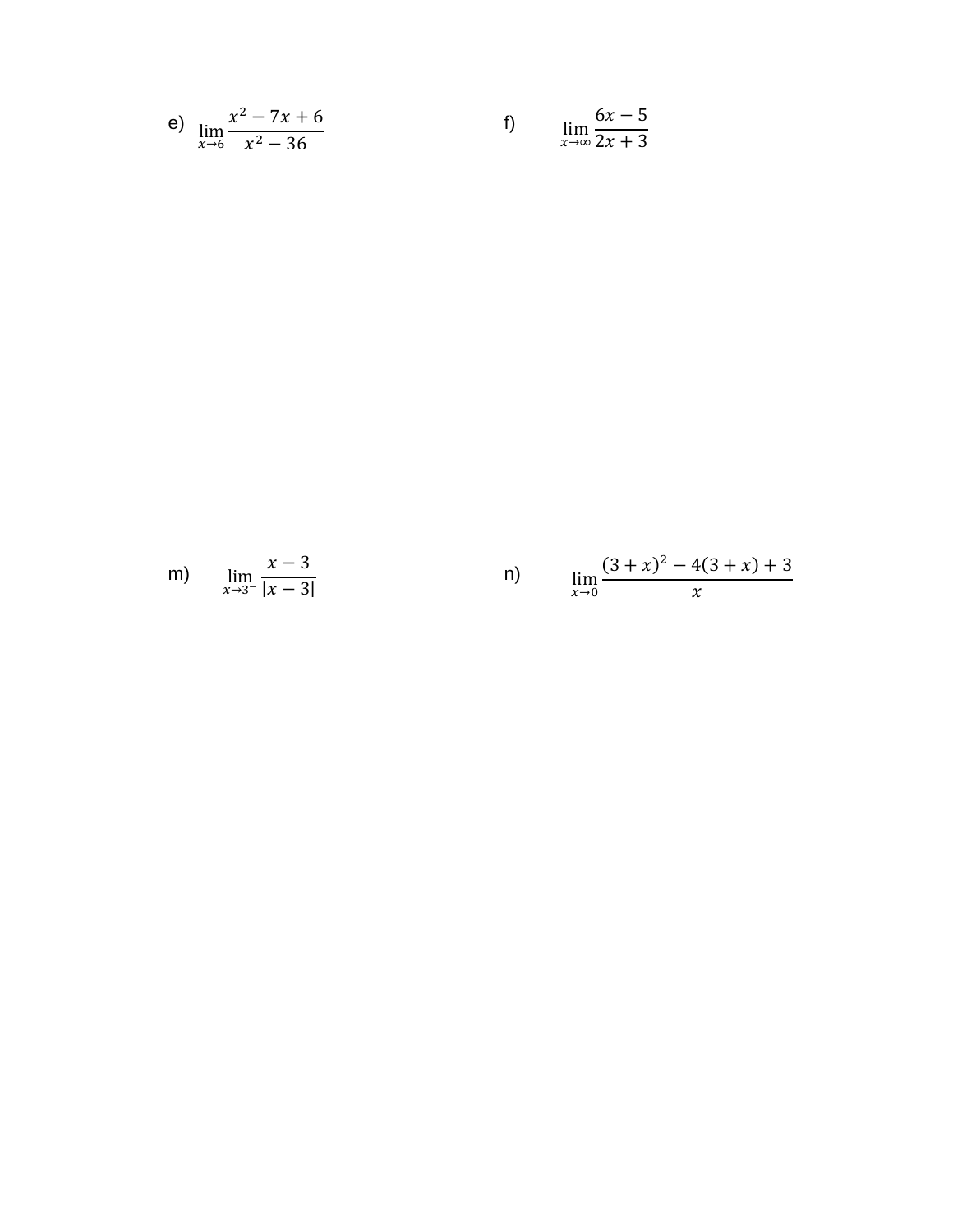e) $\lim_{x \to 6} \frac{x^2 - 7x + 6}{x^2 - 36}$

f) $\lim_{x \to \infty} \frac{6x - 5}{2x + 3}$

m) $\lim_{x \to 3^-} \frac{x - 3}{|x - 3|}$

n) $\lim_{x \to 0} \frac{(3 + x)^2 - 4(3 + x) + 3}{x}$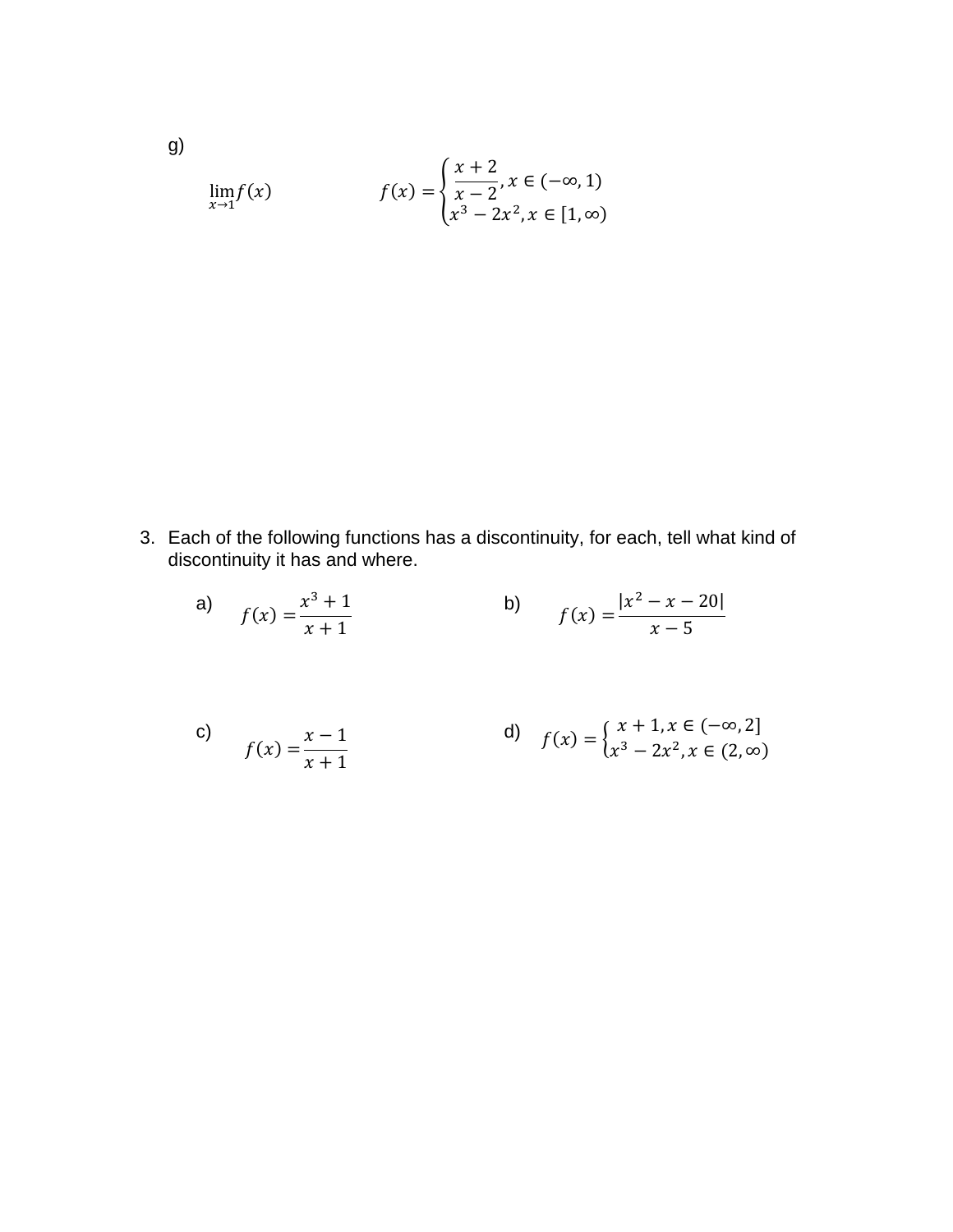g)

$$\lim_{x \to 1} f(x) \qquad f(x) = \begin{cases} \dfrac{x+2}{x-2}, x \in (-\infty, 1) \\ x^3 - 2x^2, x \in [1, \infty) \end{cases}$$

3. Each of the following functions has a discontinuity, for each, tell what kind of discontinuity it has and where.

a) $f(x) = \dfrac{x^3 + 1}{x + 1}$

b) $f(x) = \dfrac{|x^2 - x - 20|}{x - 5}$

c) $f(x) = \dfrac{x - 1}{x + 1}$

d) $f(x) = \begin{cases} x + 1, x \in (-\infty, 2] \\ x^3 - 2x^2, x \in (2, \infty) \end{cases}$